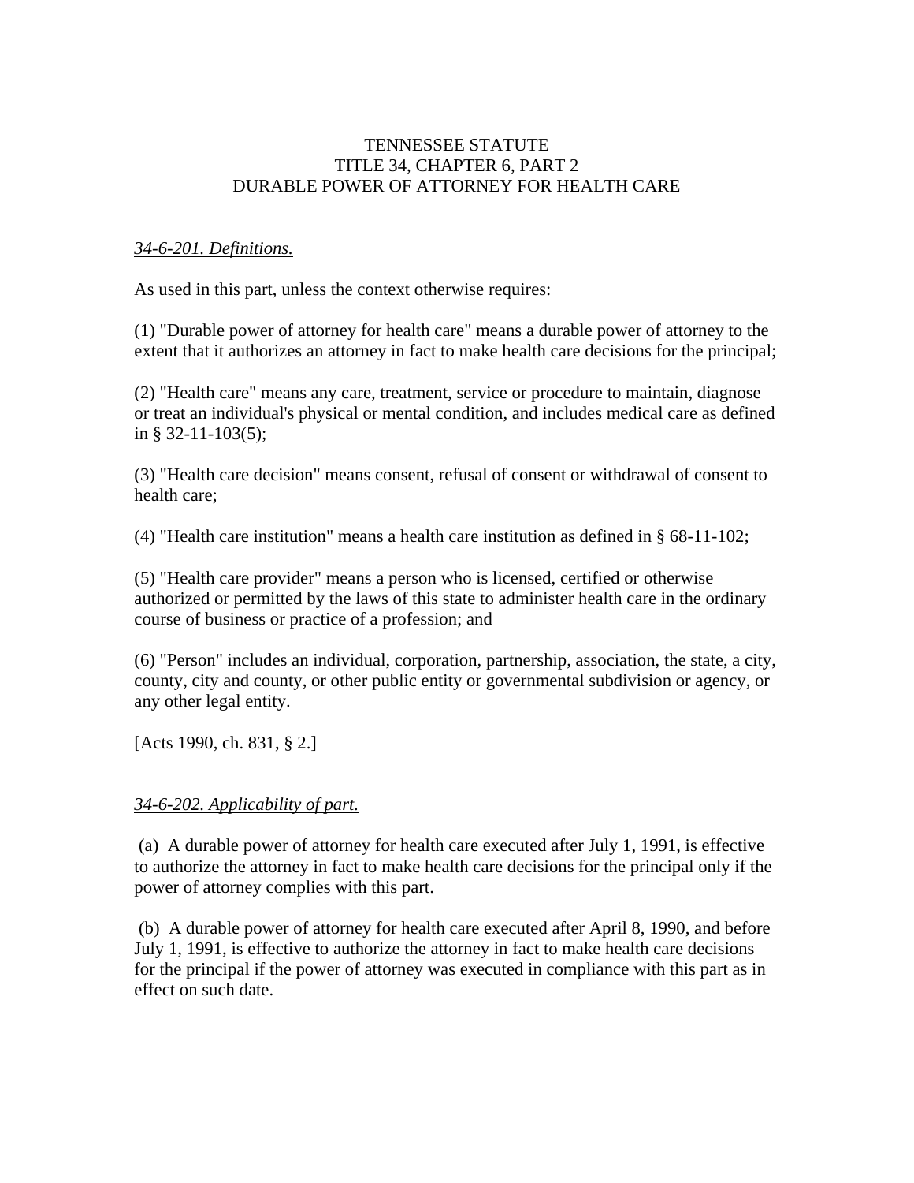# TENNESSEE STATUTE
# TITLE 34, CHAPTER 6, PART 2
# DURABLE POWER OF ATTORNEY FOR HEALTH CARE

*34-6-201. Definitions.*

As used in this part, unless the context otherwise requires:

(1) "Durable power of attorney for health care" means a durable power of attorney to the extent that it authorizes an attorney in fact to make health care decisions for the principal;

(2) "Health care" means any care, treatment, service or procedure to maintain, diagnose or treat an individual's physical or mental condition, and includes medical care as defined in § 32-11-103(5);

(3) "Health care decision" means consent, refusal of consent or withdrawal of consent to health care;

(4) "Health care institution" means a health care institution as defined in § 68-11-102;

(5) "Health care provider" means a person who is licensed, certified or otherwise authorized or permitted by the laws of this state to administer health care in the ordinary course of business or practice of a profession; and

(6) "Person" includes an individual, corporation, partnership, association, the state, a city, county, city and county, or other public entity or governmental subdivision or agency, or any other legal entity.

[Acts 1990, ch. 831, § 2.]

*34-6-202. Applicability of part.*

(a) A durable power of attorney for health care executed after July 1, 1991, is effective to authorize the attorney in fact to make health care decisions for the principal only if the power of attorney complies with this part.

(b) A durable power of attorney for health care executed after April 8, 1990, and before July 1, 1991, is effective to authorize the attorney in fact to make health care decisions for the principal if the power of attorney was executed in compliance with this part as in effect on such date.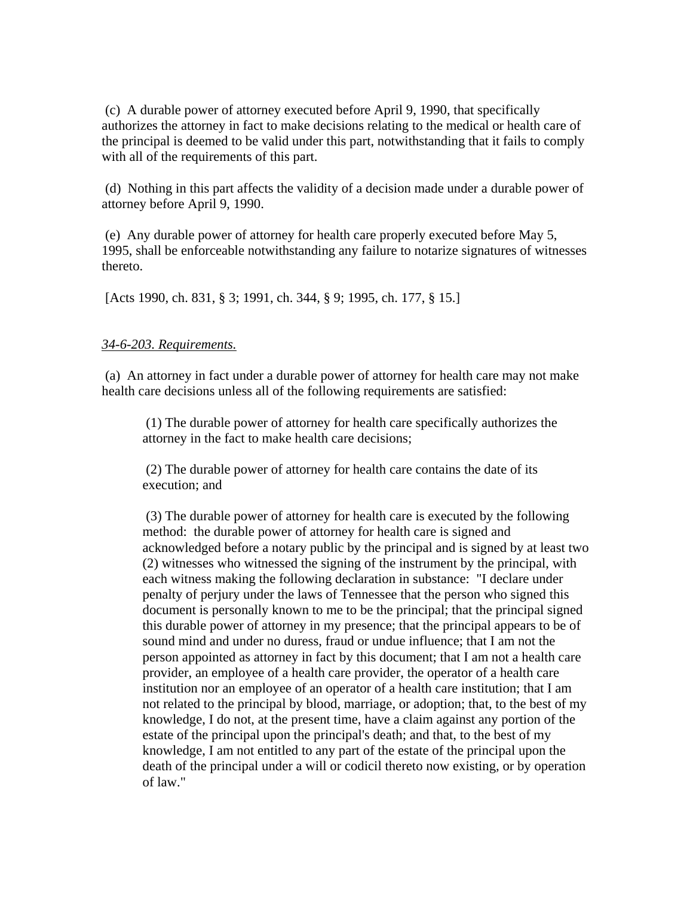(c) A durable power of attorney executed before April 9, 1990, that specifically authorizes the attorney in fact to make decisions relating to the medical or health care of the principal is deemed to be valid under this part, notwithstanding that it fails to comply with all of the requirements of this part.

(d) Nothing in this part affects the validity of a decision made under a durable power of attorney before April 9, 1990.

(e) Any durable power of attorney for health care properly executed before May 5, 1995, shall be enforceable notwithstanding any failure to notarize signatures of witnesses thereto.

[Acts 1990, ch. 831, § 3; 1991, ch. 344, § 9; 1995, ch. 177, § 15.]

<u>*34-6-203. Requirements.*</u>

(a) An attorney in fact under a durable power of attorney for health care may not make health care decisions unless all of the following requirements are satisfied:

> (1) The durable power of attorney for health care specifically authorizes the attorney in the fact to make health care decisions;
>
> (2) The durable power of attorney for health care contains the date of its execution; and
>
> (3) The durable power of attorney for health care is executed by the following method: the durable power of attorney for health care is signed and acknowledged before a notary public by the principal and is signed by at least two (2) witnesses who witnessed the signing of the instrument by the principal, with each witness making the following declaration in substance: "I declare under penalty of perjury under the laws of Tennessee that the person who signed this document is personally known to me to be the principal; that the principal signed this durable power of attorney in my presence; that the principal appears to be of sound mind and under no duress, fraud or undue influence; that I am not the person appointed as attorney in fact by this document; that I am not a health care provider, an employee of a health care provider, the operator of a health care institution nor an employee of an operator of a health care institution; that I am not related to the principal by blood, marriage, or adoption; that, to the best of my knowledge, I do not, at the present time, have a claim against any portion of the estate of the principal upon the principal's death; and that, to the best of my knowledge, I am not entitled to any part of the estate of the principal upon the death of the principal under a will or codicil thereto now existing, or by operation of law."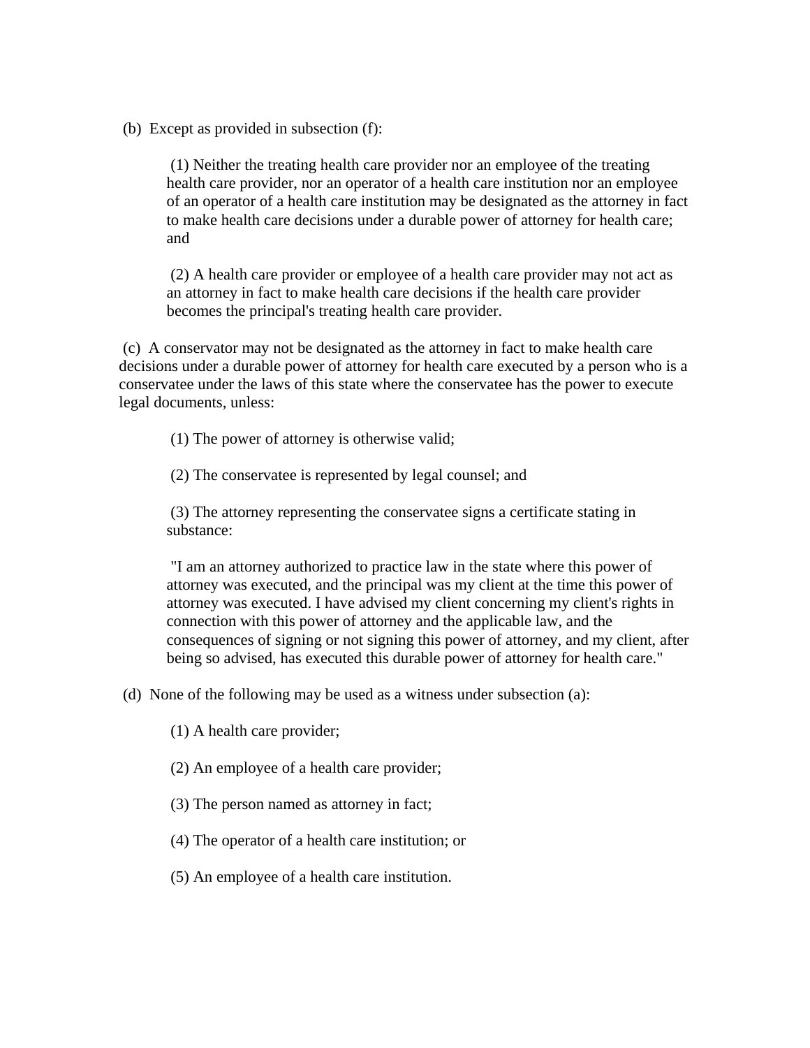(b) Except as provided in subsection (f):

> (1) Neither the treating health care provider nor an employee of the treating health care provider, nor an operator of a health care institution nor an employee of an operator of a health care institution may be designated as the attorney in fact to make health care decisions under a durable power of attorney for health care; and
>
> (2) A health care provider or employee of a health care provider may not act as an attorney in fact to make health care decisions if the health care provider becomes the principal's treating health care provider.

(c) A conservator may not be designated as the attorney in fact to make health care decisions under a durable power of attorney for health care executed by a person who is a conservatee under the laws of this state where the conservatee has the power to execute legal documents, unless:

> (1) The power of attorney is otherwise valid;
>
> (2) The conservatee is represented by legal counsel; and
>
> (3) The attorney representing the conservatee signs a certificate stating in substance:
>
> "I am an attorney authorized to practice law in the state where this power of attorney was executed, and the principal was my client at the time this power of attorney was executed. I have advised my client concerning my client's rights in connection with this power of attorney and the applicable law, and the consequences of signing or not signing this power of attorney, and my client, after being so advised, has executed this durable power of attorney for health care."

(d) None of the following may be used as a witness under subsection (a):

> (1) A health care provider;
>
> (2) An employee of a health care provider;
>
> (3) The person named as attorney in fact;
>
> (4) The operator of a health care institution; or
>
> (5) An employee of a health care institution.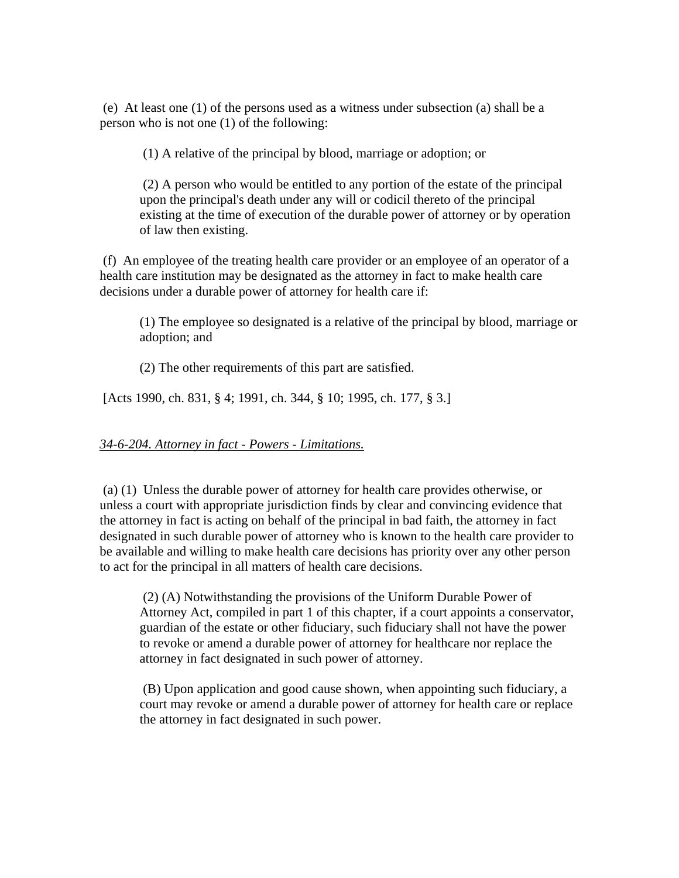(e) At least one (1) of the persons used as a witness under subsection (a) shall be a person who is not one (1) of the following:

> (1) A relative of the principal by blood, marriage or adoption; or
>
> (2) A person who would be entitled to any portion of the estate of the principal upon the principal's death under any will or codicil thereto of the principal existing at the time of execution of the durable power of attorney or by operation of law then existing.

(f) An employee of the treating health care provider or an employee of an operator of a health care institution may be designated as the attorney in fact to make health care decisions under a durable power of attorney for health care if:

> (1) The employee so designated is a relative of the principal by blood, marriage or adoption; and
>
> (2) The other requirements of this part are satisfied.

[Acts 1990, ch. 831, § 4; 1991, ch. 344, § 10; 1995, ch. 177, § 3.]

*34-6-204. Attorney in fact - Powers - Limitations.*

(a) (1) Unless the durable power of attorney for health care provides otherwise, or unless a court with appropriate jurisdiction finds by clear and convincing evidence that the attorney in fact is acting on behalf of the principal in bad faith, the attorney in fact designated in such durable power of attorney who is known to the health care provider to be available and willing to make health care decisions has priority over any other person to act for the principal in all matters of health care decisions.

> (2) (A) Notwithstanding the provisions of the Uniform Durable Power of Attorney Act, compiled in part 1 of this chapter, if a court appoints a conservator, guardian of the estate or other fiduciary, such fiduciary shall not have the power to revoke or amend a durable power of attorney for healthcare nor replace the attorney in fact designated in such power of attorney.
>
> (B) Upon application and good cause shown, when appointing such fiduciary, a court may revoke or amend a durable power of attorney for health care or replace the attorney in fact designated in such power.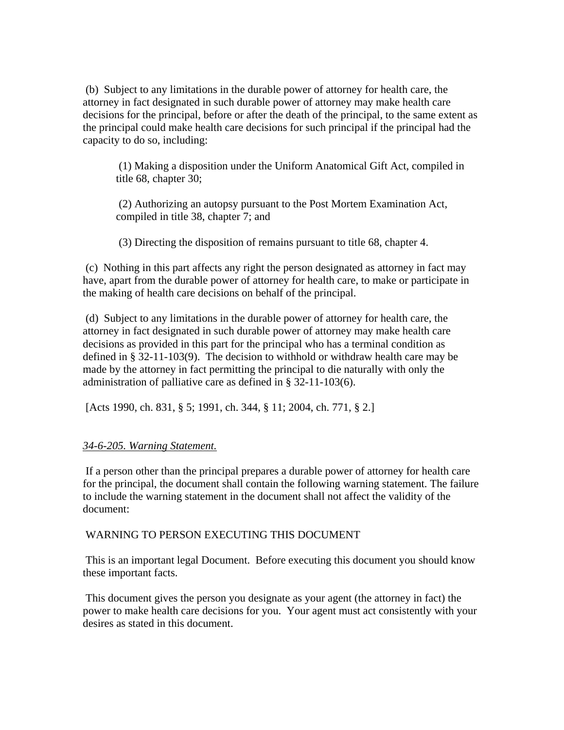(b) Subject to any limitations in the durable power of attorney for health care, the attorney in fact designated in such durable power of attorney may make health care decisions for the principal, before or after the death of the principal, to the same extent as the principal could make health care decisions for such principal if the principal had the capacity to do so, including:

> (1) Making a disposition under the Uniform Anatomical Gift Act, compiled in title 68, chapter 30;
>
> (2) Authorizing an autopsy pursuant to the Post Mortem Examination Act, compiled in title 38, chapter 7; and
>
> (3) Directing the disposition of remains pursuant to title 68, chapter 4.

(c) Nothing in this part affects any right the person designated as attorney in fact may have, apart from the durable power of attorney for health care, to make or participate in the making of health care decisions on behalf of the principal.

(d) Subject to any limitations in the durable power of attorney for health care, the attorney in fact designated in such durable power of attorney may make health care decisions as provided in this part for the principal who has a terminal condition as defined in § 32-11-103(9). The decision to withhold or withdraw health care may be made by the attorney in fact permitting the principal to die naturally with only the administration of palliative care as defined in § 32-11-103(6).

[Acts 1990, ch. 831, § 5; 1991, ch. 344, § 11; 2004, ch. 771, § 2.]

*34-6-205. Warning Statement.*

If a person other than the principal prepares a durable power of attorney for health care for the principal, the document shall contain the following warning statement. The failure to include the warning statement in the document shall not affect the validity of the document:

WARNING TO PERSON EXECUTING THIS DOCUMENT

This is an important legal Document. Before executing this document you should know these important facts.

This document gives the person you designate as your agent (the attorney in fact) the power to make health care decisions for you. Your agent must act consistently with your desires as stated in this document.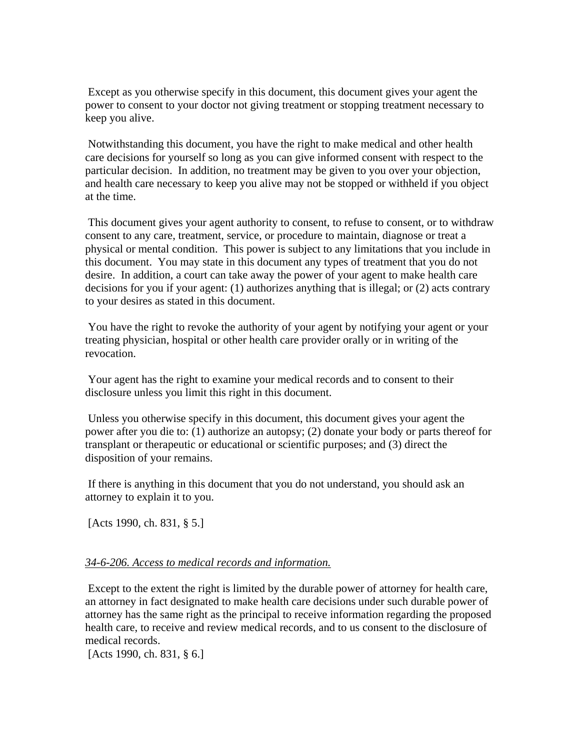Except as you otherwise specify in this document, this document gives your agent the power to consent to your doctor not giving treatment or stopping treatment necessary to keep you alive.

Notwithstanding this document, you have the right to make medical and other health care decisions for yourself so long as you can give informed consent with respect to the particular decision. In addition, no treatment may be given to you over your objection, and health care necessary to keep you alive may not be stopped or withheld if you object at the time.

This document gives your agent authority to consent, to refuse to consent, or to withdraw consent to any care, treatment, service, or procedure to maintain, diagnose or treat a physical or mental condition. This power is subject to any limitations that you include in this document. You may state in this document any types of treatment that you do not desire. In addition, a court can take away the power of your agent to make health care decisions for you if your agent: (1) authorizes anything that is illegal; or (2) acts contrary to your desires as stated in this document.

You have the right to revoke the authority of your agent by notifying your agent or your treating physician, hospital or other health care provider orally or in writing of the revocation.

Your agent has the right to examine your medical records and to consent to their disclosure unless you limit this right in this document.

Unless you otherwise specify in this document, this document gives your agent the power after you die to: (1) authorize an autopsy; (2) donate your body or parts thereof for transplant or therapeutic or educational or scientific purposes; and (3) direct the disposition of your remains.

If there is anything in this document that you do not understand, you should ask an attorney to explain it to you.

[Acts 1990, ch. 831, § 5.]

*34-6-206. Access to medical records and information.*

Except to the extent the right is limited by the durable power of attorney for health care, an attorney in fact designated to make health care decisions under such durable power of attorney has the same right as the principal to receive information regarding the proposed health care, to receive and review medical records, and to us consent to the disclosure of medical records.
[Acts 1990, ch. 831, § 6.]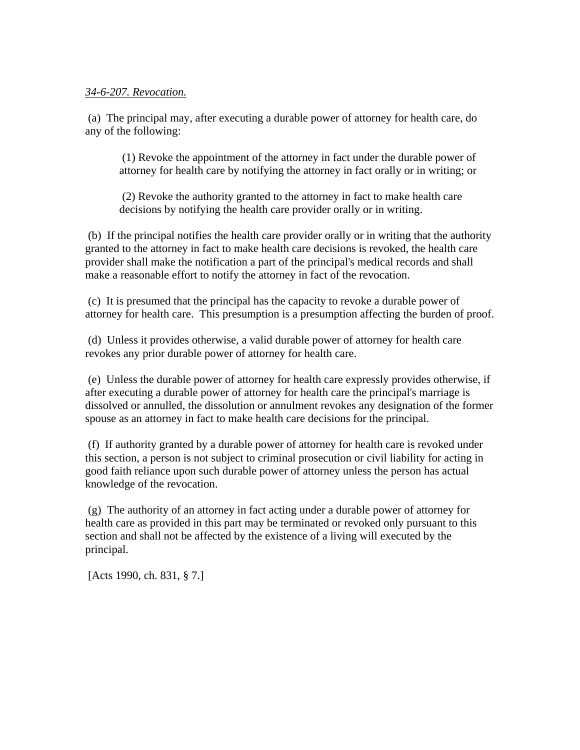*34-6-207. Revocation.*

(a) The principal may, after executing a durable power of attorney for health care, do any of the following:

> (1) Revoke the appointment of the attorney in fact under the durable power of attorney for health care by notifying the attorney in fact orally or in writing; or
>
> (2) Revoke the authority granted to the attorney in fact to make health care decisions by notifying the health care provider orally or in writing.

(b) If the principal notifies the health care provider orally or in writing that the authority granted to the attorney in fact to make health care decisions is revoked, the health care provider shall make the notification a part of the principal's medical records and shall make a reasonable effort to notify the attorney in fact of the revocation.

(c) It is presumed that the principal has the capacity to revoke a durable power of attorney for health care. This presumption is a presumption affecting the burden of proof.

(d) Unless it provides otherwise, a valid durable power of attorney for health care revokes any prior durable power of attorney for health care.

(e) Unless the durable power of attorney for health care expressly provides otherwise, if after executing a durable power of attorney for health care the principal's marriage is dissolved or annulled, the dissolution or annulment revokes any designation of the former spouse as an attorney in fact to make health care decisions for the principal.

(f) If authority granted by a durable power of attorney for health care is revoked under this section, a person is not subject to criminal prosecution or civil liability for acting in good faith reliance upon such durable power of attorney unless the person has actual knowledge of the revocation.

(g) The authority of an attorney in fact acting under a durable power of attorney for health care as provided in this part may be terminated or revoked only pursuant to this section and shall not be affected by the existence of a living will executed by the principal.

[Acts 1990, ch. 831, § 7.]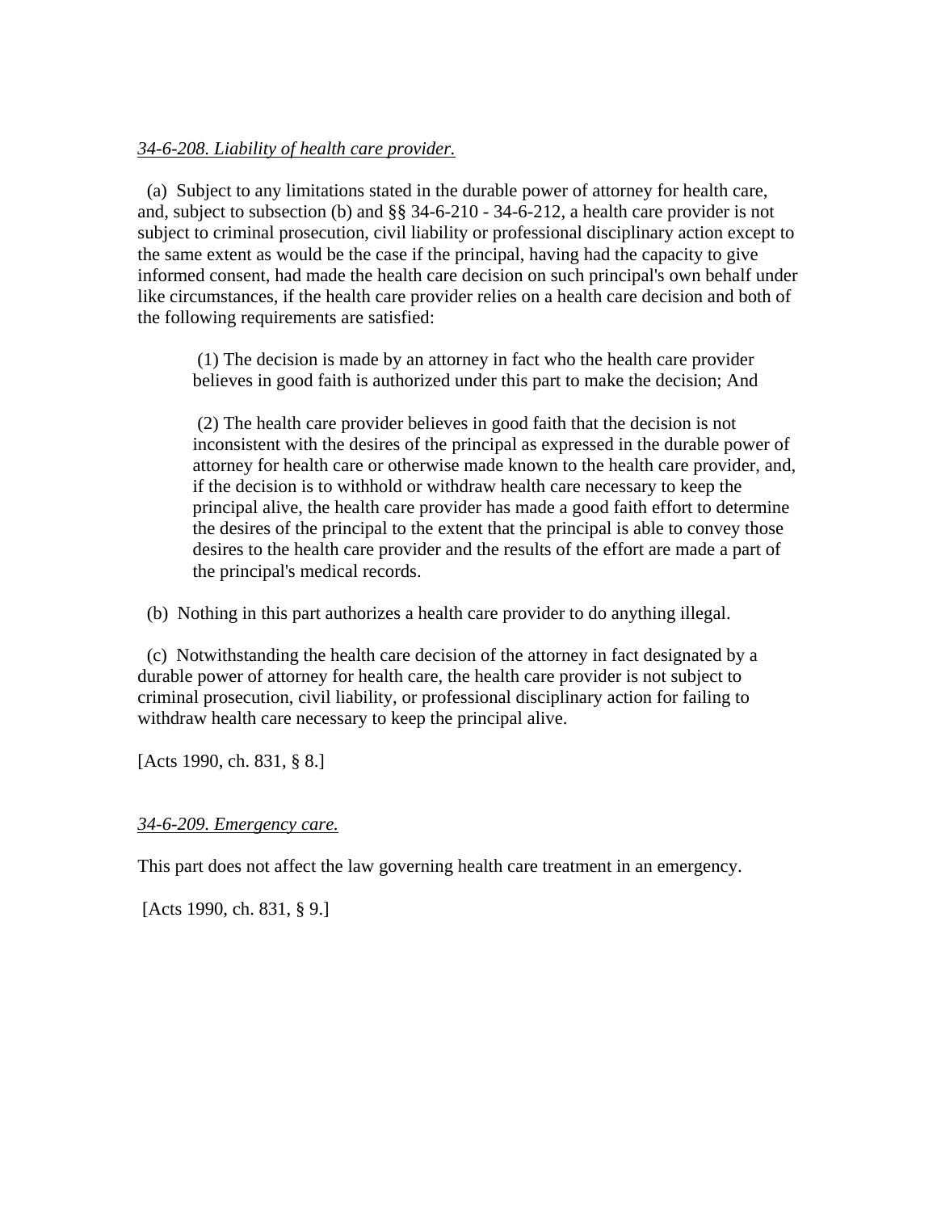*34-6-208. Liability of health care provider.*

(a) Subject to any limitations stated in the durable power of attorney for health care, and, subject to subsection (b) and §§ 34-6-210 - 34-6-212, a health care provider is not subject to criminal prosecution, civil liability or professional disciplinary action except to the same extent as would be the case if the principal, having had the capacity to give informed consent, had made the health care decision on such principal's own behalf under like circumstances, if the health care provider relies on a health care decision and both of the following requirements are satisfied:

> (1) The decision is made by an attorney in fact who the health care provider believes in good faith is authorized under this part to make the decision; And
>
> (2) The health care provider believes in good faith that the decision is not inconsistent with the desires of the principal as expressed in the durable power of attorney for health care or otherwise made known to the health care provider, and, if the decision is to withhold or withdraw health care necessary to keep the principal alive, the health care provider has made a good faith effort to determine the desires of the principal to the extent that the principal is able to convey those desires to the health care provider and the results of the effort are made a part of the principal's medical records.

(b) Nothing in this part authorizes a health care provider to do anything illegal.

(c) Notwithstanding the health care decision of the attorney in fact designated by a durable power of attorney for health care, the health care provider is not subject to criminal prosecution, civil liability, or professional disciplinary action for failing to withdraw health care necessary to keep the principal alive.

[Acts 1990, ch. 831, § 8.]

*34-6-209. Emergency care.*

This part does not affect the law governing health care treatment in an emergency.

[Acts 1990, ch. 831, § 9.]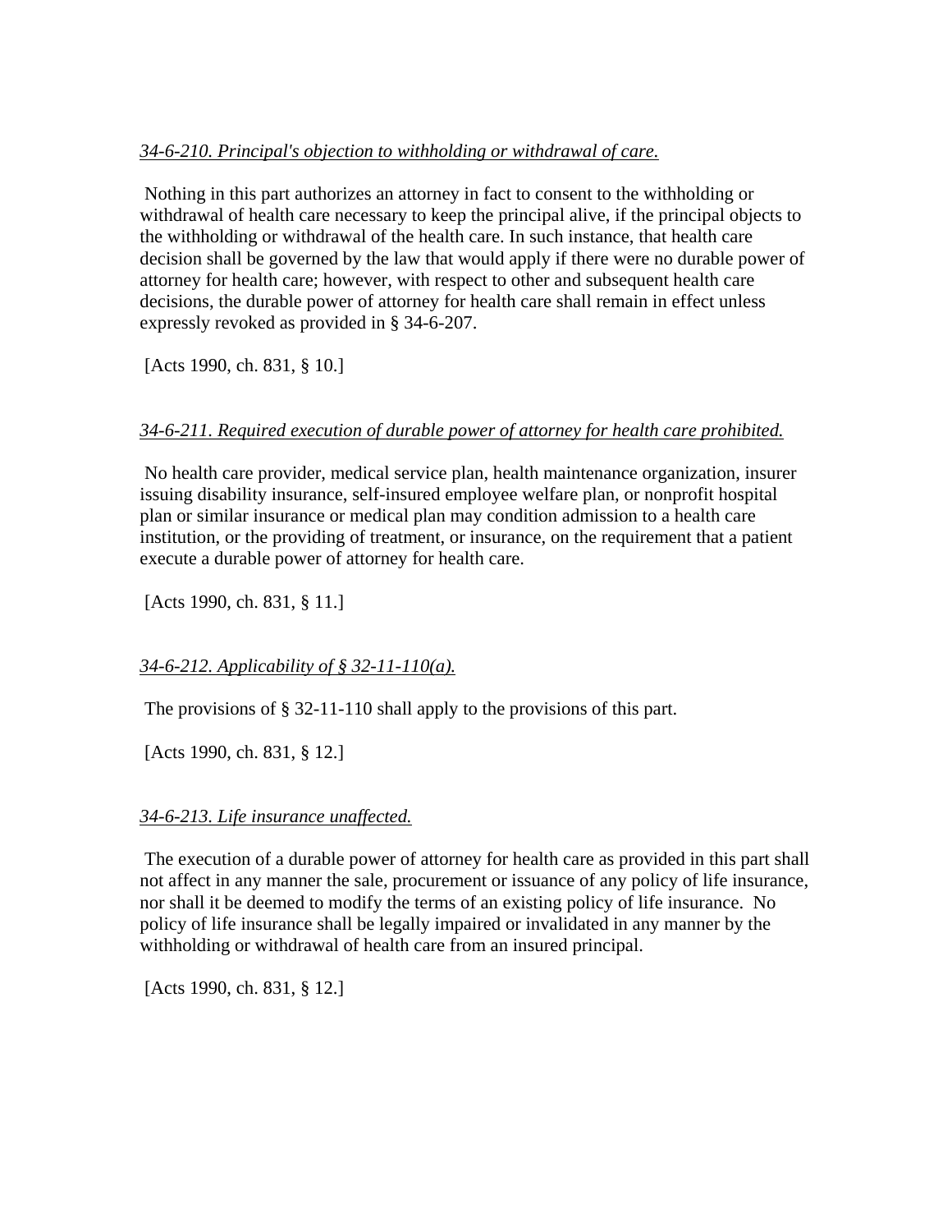*34-6-210. Principal's objection to withholding or withdrawal of care.*

Nothing in this part authorizes an attorney in fact to consent to the withholding or withdrawal of health care necessary to keep the principal alive, if the principal objects to the withholding or withdrawal of the health care. In such instance, that health care decision shall be governed by the law that would apply if there were no durable power of attorney for health care; however, with respect to other and subsequent health care decisions, the durable power of attorney for health care shall remain in effect unless expressly revoked as provided in § 34-6-207.

[Acts 1990, ch. 831, § 10.]

*34-6-211. Required execution of durable power of attorney for health care prohibited.*

No health care provider, medical service plan, health maintenance organization, insurer issuing disability insurance, self-insured employee welfare plan, or nonprofit hospital plan or similar insurance or medical plan may condition admission to a health care institution, or the providing of treatment, or insurance, on the requirement that a patient execute a durable power of attorney for health care.

[Acts 1990, ch. 831, § 11.]

*34-6-212. Applicability of § 32-11-110(a).*

The provisions of § 32-11-110 shall apply to the provisions of this part.

[Acts 1990, ch. 831, § 12.]

*34-6-213. Life insurance unaffected.*

The execution of a durable power of attorney for health care as provided in this part shall not affect in any manner the sale, procurement or issuance of any policy of life insurance, nor shall it be deemed to modify the terms of an existing policy of life insurance. No policy of life insurance shall be legally impaired or invalidated in any manner by the withholding or withdrawal of health care from an insured principal.

[Acts 1990, ch. 831, § 12.]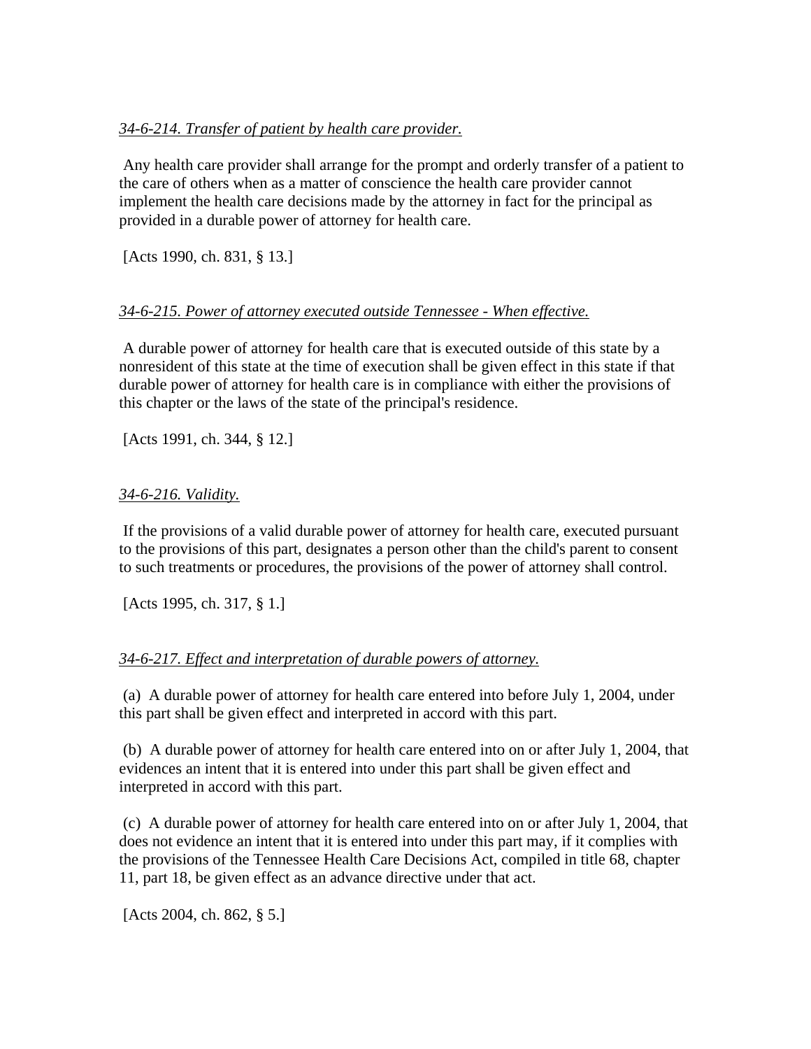*34-6-214. Transfer of patient by health care provider.*

Any health care provider shall arrange for the prompt and orderly transfer of a patient to the care of others when as a matter of conscience the health care provider cannot implement the health care decisions made by the attorney in fact for the principal as provided in a durable power of attorney for health care.

[Acts 1990, ch. 831, § 13.]

*34-6-215. Power of attorney executed outside Tennessee - When effective.*

A durable power of attorney for health care that is executed outside of this state by a nonresident of this state at the time of execution shall be given effect in this state if that durable power of attorney for health care is in compliance with either the provisions of this chapter or the laws of the state of the principal's residence.

[Acts 1991, ch. 344, § 12.]

*34-6-216. Validity.*

If the provisions of a valid durable power of attorney for health care, executed pursuant to the provisions of this part, designates a person other than the child's parent to consent to such treatments or procedures, the provisions of the power of attorney shall control.

[Acts 1995, ch. 317, § 1.]

*34-6-217. Effect and interpretation of durable powers of attorney.*

(a) A durable power of attorney for health care entered into before July 1, 2004, under this part shall be given effect and interpreted in accord with this part.

(b) A durable power of attorney for health care entered into on or after July 1, 2004, that evidences an intent that it is entered into under this part shall be given effect and interpreted in accord with this part.

(c) A durable power of attorney for health care entered into on or after July 1, 2004, that does not evidence an intent that it is entered into under this part may, if it complies with the provisions of the Tennessee Health Care Decisions Act, compiled in title 68, chapter 11, part 18, be given effect as an advance directive under that act.

[Acts 2004, ch. 862, § 5.]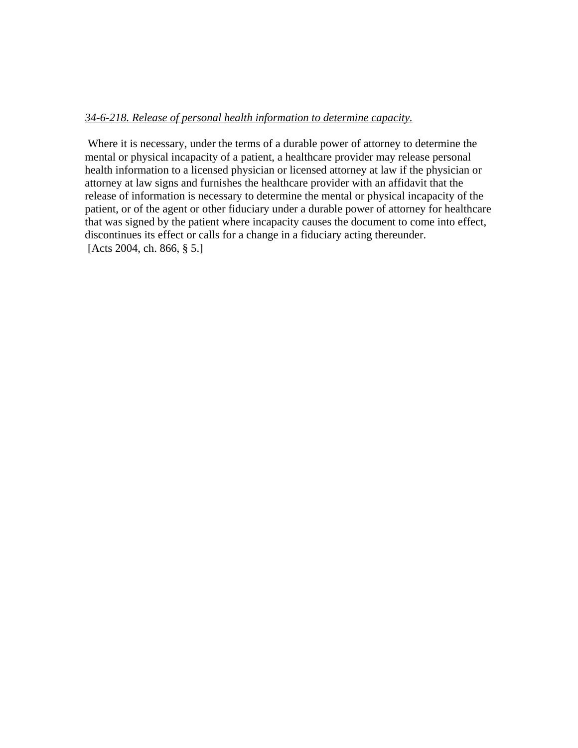*34-6-218. Release of personal health information to determine capacity.*

Where it is necessary, under the terms of a durable power of attorney to determine the mental or physical incapacity of a patient, a healthcare provider may release personal health information to a licensed physician or licensed attorney at law if the physician or attorney at law signs and furnishes the healthcare provider with an affidavit that the release of information is necessary to determine the mental or physical incapacity of the patient, or of the agent or other fiduciary under a durable power of attorney for healthcare that was signed by the patient where incapacity causes the document to come into effect, discontinues its effect or calls for a change in a fiduciary acting thereunder.

[Acts 2004, ch. 866, § 5.]